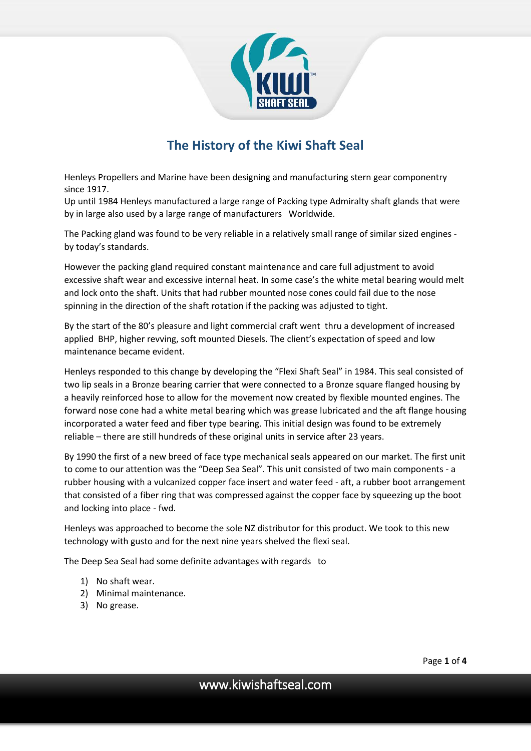# The History of the Kiwi Shaft Seal

Henleys Propellers and Marine have been designing and manufacturing stern gear componentry since 1917.
Up until 1984 Henleys manufactured a large range of Packing type Admiralty shaft glands that were by in large also used by a large range of manufacturers Worldwide.

The Packing gland was found to be very reliable in a relatively small range of similar sized engines - by today's standards.

However the packing gland required constant maintenance and care full adjustment to avoid excessive shaft wear and excessive internal heat. In some case's the white metal bearing would melt and lock onto the shaft. Units that had rubber mounted nose cones could fail due to the nose spinning in the direction of the shaft rotation if the packing was adjusted to tight.

By the start of the 80's pleasure and light commercial craft went thru a development of increased applied BHP, higher revving, soft mounted Diesels. The client's expectation of speed and low maintenance became evident.

Henleys responded to this change by developing the "Flexi Shaft Seal" in 1984. This seal consisted of two lip seals in a Bronze bearing carrier that were connected to a Bronze square flanged housing by a heavily reinforced hose to allow for the movement now created by flexible mounted engines. The forward nose cone had a white metal bearing which was grease lubricated and the aft flange housing incorporated a water feed and fiber type bearing. This initial design was found to be extremely reliable – there are still hundreds of these original units in service after 23 years.

By 1990 the first of a new breed of face type mechanical seals appeared on our market. The first unit to come to our attention was the "Deep Sea Seal". This unit consisted of two main components - a rubber housing with a vulcanized copper face insert and water feed - aft, a rubber boot arrangement that consisted of a fiber ring that was compressed against the copper face by squeezing up the boot and locking into place - fwd.

Henleys was approached to become the sole NZ distributor for this product. We took to this new technology with gusto and for the next nine years shelved the flexi seal.

The Deep Sea Seal had some definite advantages with regards to

1) No shaft wear.
2) Minimal maintenance.
3) No grease.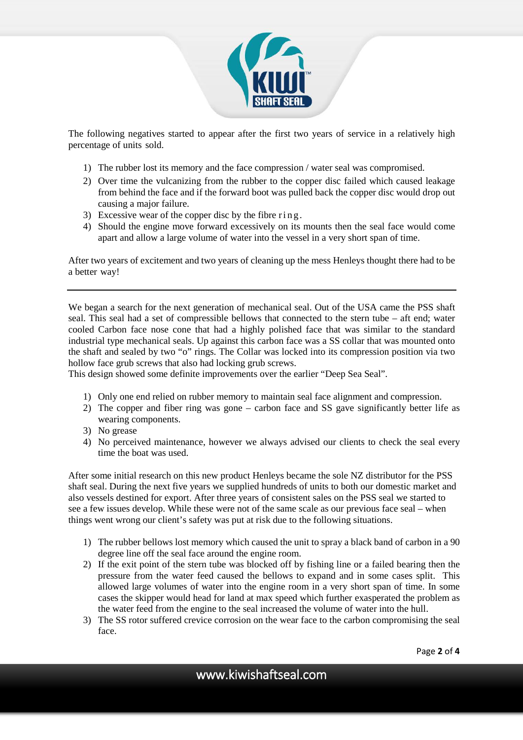The following negatives started to appear after the first two years of service in a relatively high percentage of units sold.

1) The rubber lost its memory and the face compression / water seal was compromised.
2) Over time the vulcanizing from the rubber to the copper disc failed which caused leakage from behind the face and if the forward boot was pulled back the copper disc would drop out causing a major failure.
3) Excessive wear of the copper disc by the fibre ring.
4) Should the engine move forward excessively on its mounts then the seal face would come apart and allow a large volume of water into the vessel in a very short span of time.

After two years of excitement and two years of cleaning up the mess Henleys thought there had to be a better way!

---

We began a search for the next generation of mechanical seal. Out of the USA came the PSS shaft seal. This seal had a set of compressible bellows that connected to the stern tube – aft end; water cooled Carbon face nose cone that had a highly polished face that was similar to the standard industrial type mechanical seals. Up against this carbon face was a SS collar that was mounted onto the shaft and sealed by two "o" rings. The Collar was locked into its compression position via two hollow face grub screws that also had locking grub screws.

This design showed some definite improvements over the earlier "Deep Sea Seal".

1) Only one end relied on rubber memory to maintain seal face alignment and compression.
2) The copper and fiber ring was gone – carbon face and SS gave significantly better life as wearing components.
3) No grease
4) No perceived maintenance, however we always advised our clients to check the seal every time the boat was used.

After some initial research on this new product Henleys became the sole NZ distributor for the PSS shaft seal. During the next five years we supplied hundreds of units to both our domestic market and also vessels destined for export. After three years of consistent sales on the PSS seal we started to see a few issues develop. While these were not of the same scale as our previous face seal – when things went wrong our client's safety was put at risk due to the following situations.

1) The rubber bellows lost memory which caused the unit to spray a black band of carbon in a 90 degree line off the seal face around the engine room.
2) If the exit point of the stern tube was blocked off by fishing line or a failed bearing then the pressure from the water feed caused the bellows to expand and in some cases split. This allowed large volumes of water into the engine room in a very short span of time. In some cases the skipper would head for land at max speed which further exasperated the problem as the water feed from the engine to the seal increased the volume of water into the hull.
3) The SS rotor suffered crevice corrosion on the wear face to the carbon compromising the seal face.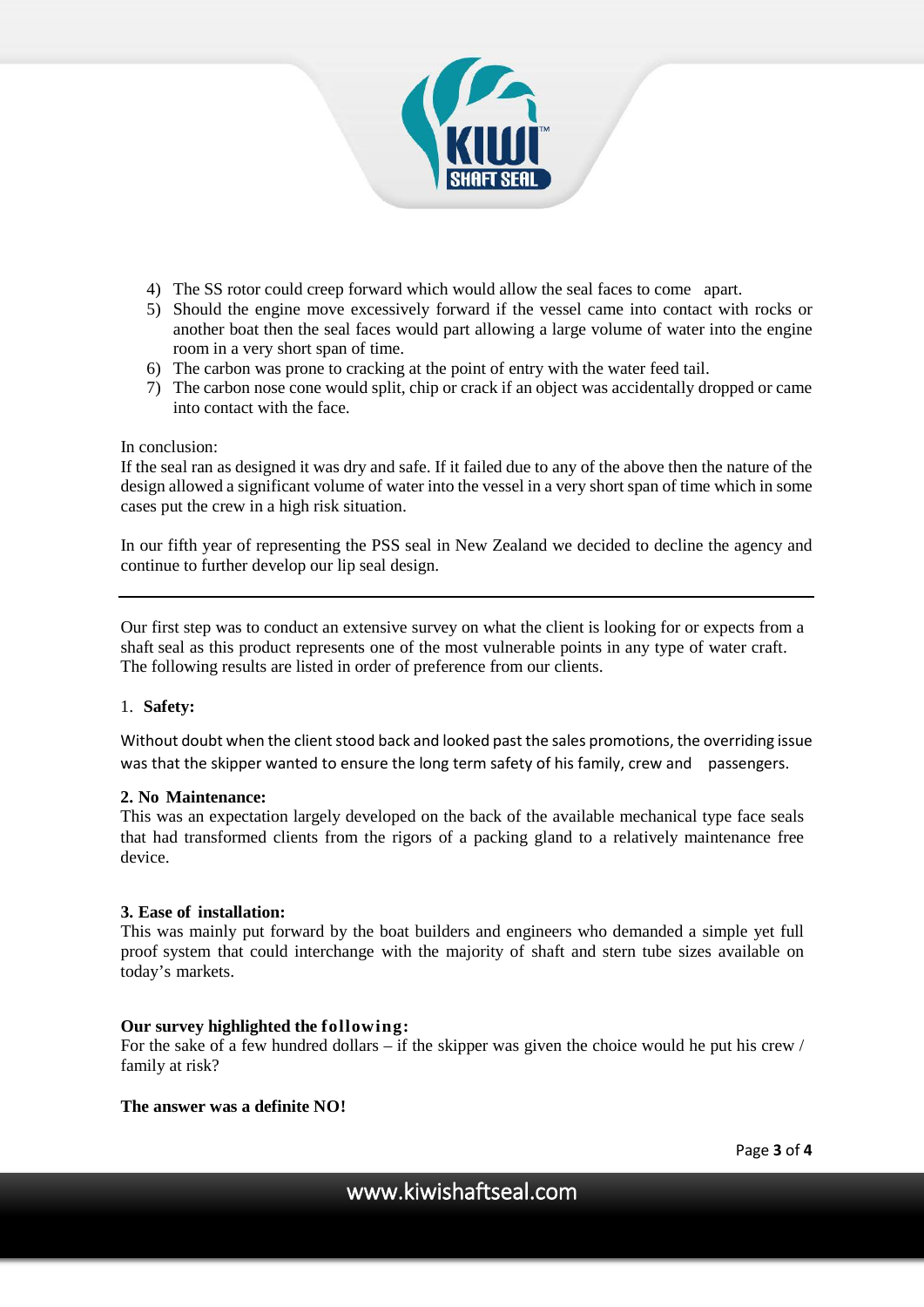4) The SS rotor could creep forward which would allow the seal faces to come apart.
5) Should the engine move excessively forward if the vessel came into contact with rocks or another boat then the seal faces would part allowing a large volume of water into the engine room in a very short span of time.
6) The carbon was prone to cracking at the point of entry with the water feed tail.
7) The carbon nose cone would split, chip or crack if an object was accidentally dropped or came into contact with the face.

In conclusion:
If the seal ran as designed it was dry and safe. If it failed due to any of the above then the nature of the design allowed a significant volume of water into the vessel in a very short span of time which in some cases put the crew in a high risk situation.

In our fifth year of representing the PSS seal in New Zealand we decided to decline the agency and continue to further develop our lip seal design.

---

Our first step was to conduct an extensive survey on what the client is looking for or expects from a shaft seal as this product represents one of the most vulnerable points in any type of water craft. The following results are listed in order of preference from our clients.

1. **Safety:**

Without doubt when the client stood back and looked past the sales promotions, the overriding issue was that the skipper wanted to ensure the long term safety of his family, crew and passengers.

**2. No Maintenance:**
This was an expectation largely developed on the back of the available mechanical type face seals that had transformed clients from the rigors of a packing gland to a relatively maintenance free device.

**3. Ease of installation:**
This was mainly put forward by the boat builders and engineers who demanded a simple yet full proof system that could interchange with the majority of shaft and stern tube sizes available on today's markets.

**Our survey highlighted the following:**
For the sake of a few hundred dollars – if the skipper was given the choice would he put his crew / family at risk?

**The answer was a definite NO!**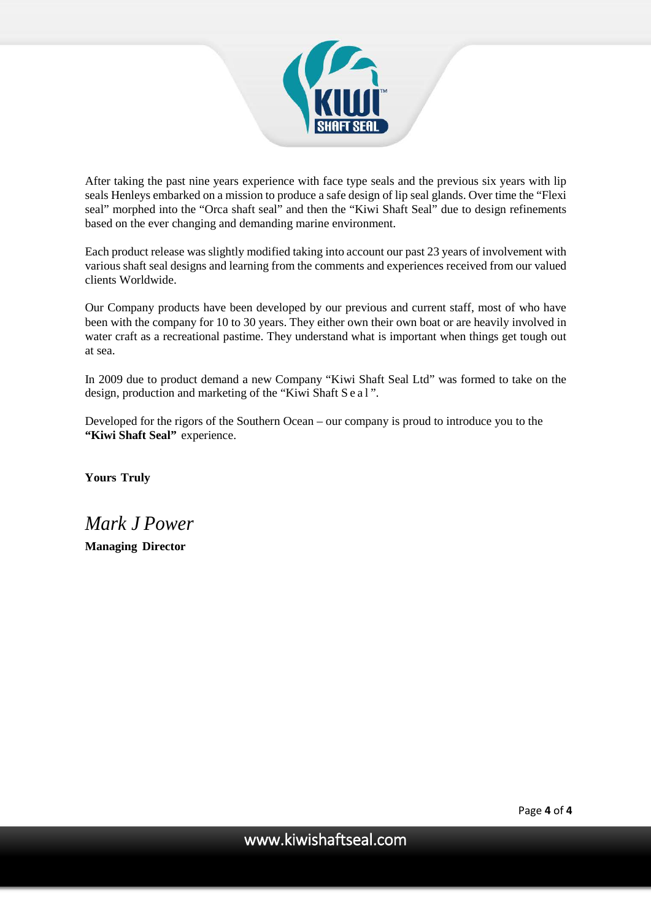After taking the past nine years experience with face type seals and the previous six years with lip seals Henleys embarked on a mission to produce a safe design of lip seal glands. Over time the “Flexi seal” morphed into the “Orca shaft seal” and then the “Kiwi Shaft Seal” due to design refinements based on the ever changing and demanding marine environment.

Each product release was slightly modified taking into account our past 23 years of involvement with various shaft seal designs and learning from the comments and experiences received from our valued clients Worldwide.

Our Company products have been developed by our previous and current staff, most of who have been with the company for 10 to 30 years. They either own their own boat or are heavily involved in water craft as a recreational pastime. They understand what is important when things get tough out at sea.

In 2009 due to product demand a new Company “Kiwi Shaft Seal Ltd” was formed to take on the design, production and marketing of the “Kiwi Shaft Seal”.

Developed for the rigors of the Southern Ocean – our company is proud to introduce you to the **“Kiwi Shaft Seal”** experience.

**Yours Truly**

*Mark J Power*

**Managing Director**

www.kiwishaftseal.com